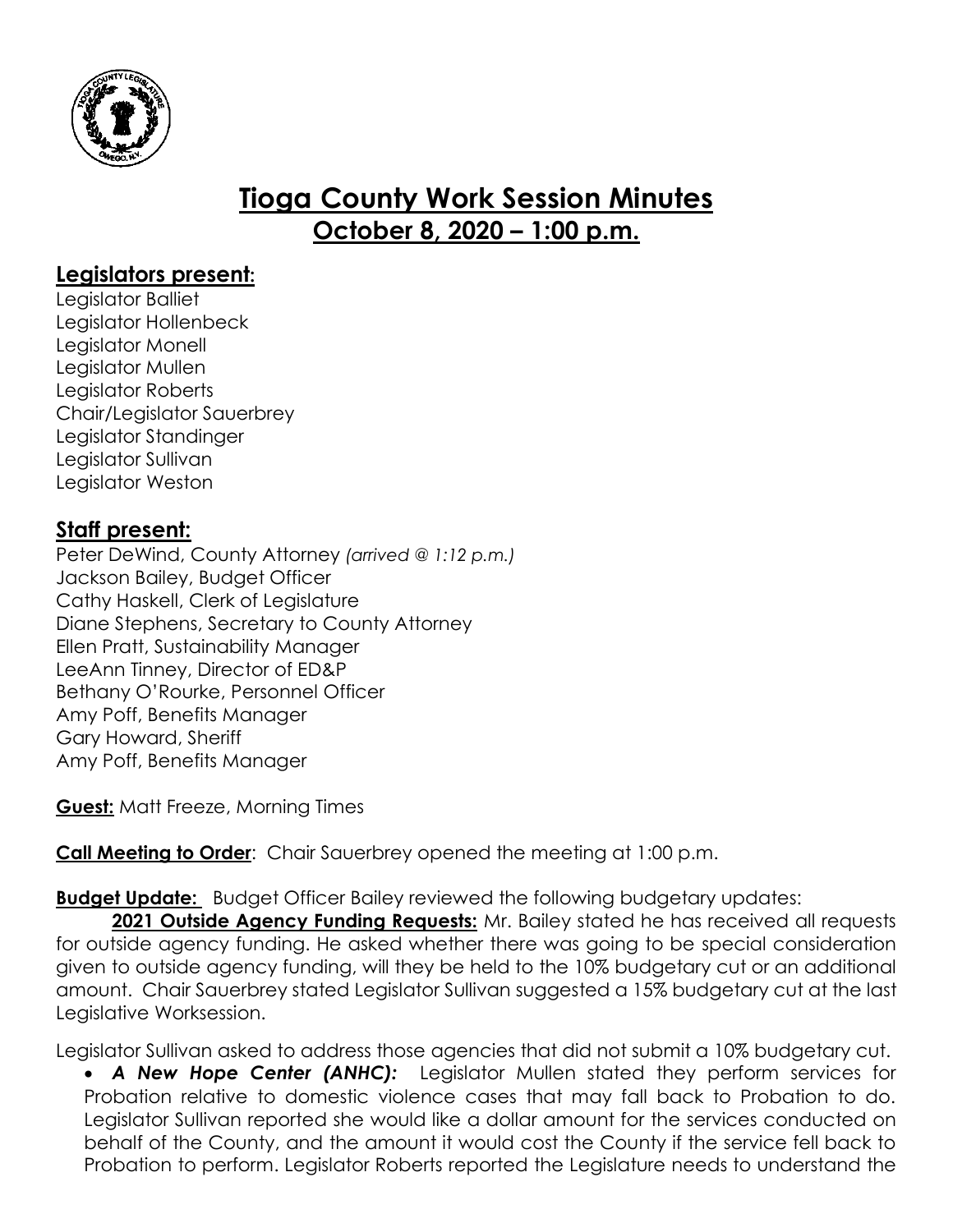# Tioga County Work Session Minutes
## October 8, 2020 – 1:00 p.m.

## Legislators present:

Legislator Balliet
Legislator Hollenbeck
Legislator Monell
Legislator Mullen
Legislator Roberts
Chair/Legislator Sauerbrey
Legislator Standinger
Legislator Sullivan
Legislator Weston

## Staff present:

Peter DeWind, County Attorney *(arrived @ 1:12 p.m.)*
Jackson Bailey, Budget Officer
Cathy Haskell, Clerk of Legislature
Diane Stephens, Secretary to County Attorney
Ellen Pratt, Sustainability Manager
LeeAnn Tinney, Director of ED&P
Bethany O'Rourke, Personnel Officer
Amy Poff, Benefits Manager
Gary Howard, Sheriff
Amy Poff, Benefits Manager

**Guest:** Matt Freeze, Morning Times

**Call Meeting to Order**: Chair Sauerbrey opened the meeting at 1:00 p.m.

**Budget Update:** Budget Officer Bailey reviewed the following budgetary updates:

**2021 Outside Agency Funding Requests:** Mr. Bailey stated he has received all requests for outside agency funding. He asked whether there was going to be special consideration given to outside agency funding, will they be held to the 10% budgetary cut or an additional amount. Chair Sauerbrey stated Legislator Sullivan suggested a 15% budgetary cut at the last Legislative Worksession.

Legislator Sullivan asked to address those agencies that did not submit a 10% budgetary cut.

- ***A New Hope Center (ANHC):*** Legislator Mullen stated they perform services for Probation relative to domestic violence cases that may fall back to Probation to do. Legislator Sullivan reported she would like a dollar amount for the services conducted on behalf of the County, and the amount it would cost the County if the service fell back to Probation to perform. Legislator Roberts reported the Legislature needs to understand the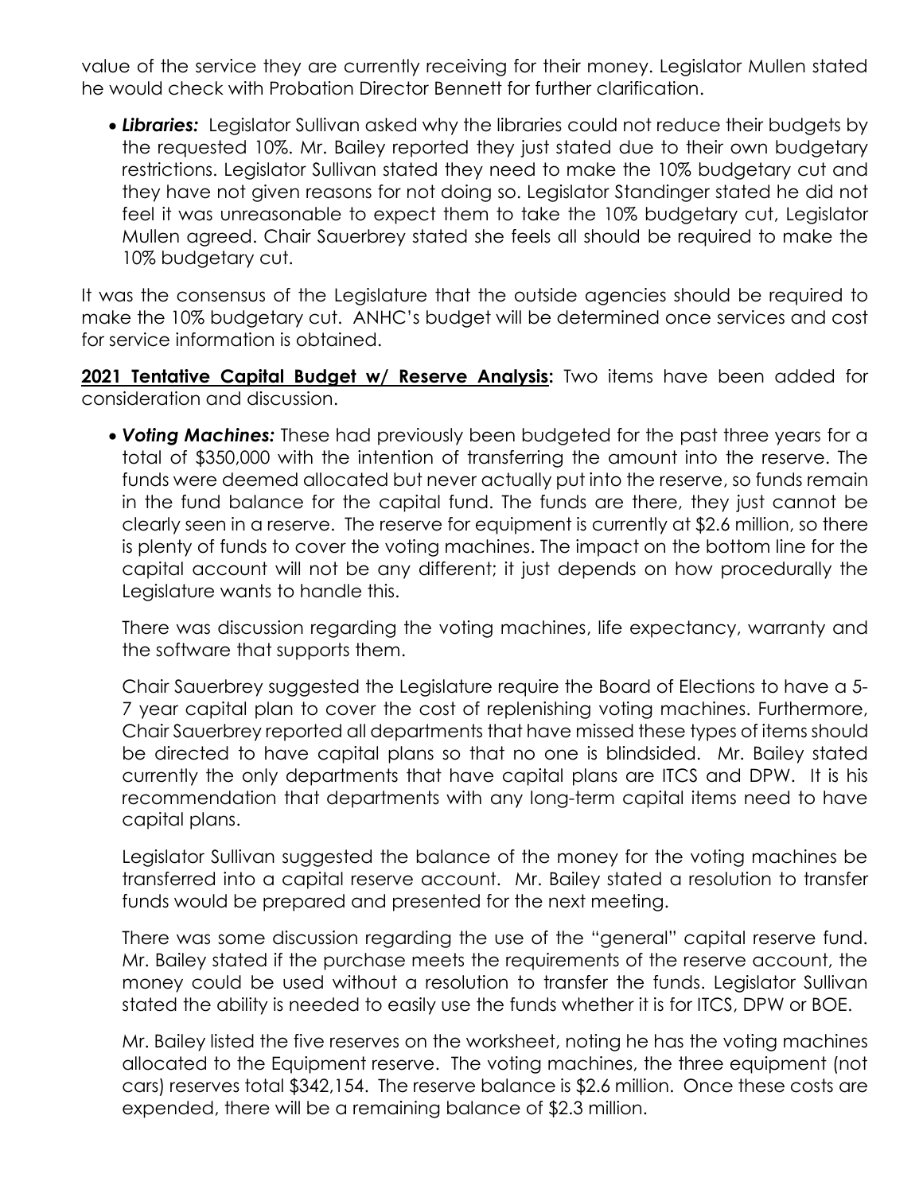value of the service they are currently receiving for their money. Legislator Mullen stated he would check with Probation Director Bennett for further clarification.

- ***Libraries:*** Legislator Sullivan asked why the libraries could not reduce their budgets by the requested 10%. Mr. Bailey reported they just stated due to their own budgetary restrictions. Legislator Sullivan stated they need to make the 10% budgetary cut and they have not given reasons for not doing so. Legislator Standinger stated he did not feel it was unreasonable to expect them to take the 10% budgetary cut, Legislator Mullen agreed. Chair Sauerbrey stated she feels all should be required to make the 10% budgetary cut.

It was the consensus of the Legislature that the outside agencies should be required to make the 10% budgetary cut. ANHC's budget will be determined once services and cost for service information is obtained.

**2021 Tentative Capital Budget w/ Reserve Analysis:** Two items have been added for consideration and discussion.

- ***Voting Machines:*** These had previously been budgeted for the past three years for a total of $350,000 with the intention of transferring the amount into the reserve. The funds were deemed allocated but never actually put into the reserve, so funds remain in the fund balance for the capital fund. The funds are there, they just cannot be clearly seen in a reserve. The reserve for equipment is currently at $2.6 million, so there is plenty of funds to cover the voting machines. The impact on the bottom line for the capital account will not be any different; it just depends on how procedurally the Legislature wants to handle this.

  There was discussion regarding the voting machines, life expectancy, warranty and the software that supports them.

  Chair Sauerbrey suggested the Legislature require the Board of Elections to have a 5-7 year capital plan to cover the cost of replenishing voting machines. Furthermore, Chair Sauerbrey reported all departments that have missed these types of items should be directed to have capital plans so that no one is blindsided. Mr. Bailey stated currently the only departments that have capital plans are ITCS and DPW. It is his recommendation that departments with any long-term capital items need to have capital plans.

  Legislator Sullivan suggested the balance of the money for the voting machines be transferred into a capital reserve account. Mr. Bailey stated a resolution to transfer funds would be prepared and presented for the next meeting.

  There was some discussion regarding the use of the "general" capital reserve fund. Mr. Bailey stated if the purchase meets the requirements of the reserve account, the money could be used without a resolution to transfer the funds. Legislator Sullivan stated the ability is needed to easily use the funds whether it is for ITCS, DPW or BOE.

  Mr. Bailey listed the five reserves on the worksheet, noting he has the voting machines allocated to the Equipment reserve. The voting machines, the three equipment (not cars) reserves total $342,154. The reserve balance is $2.6 million. Once these costs are expended, there will be a remaining balance of $2.3 million.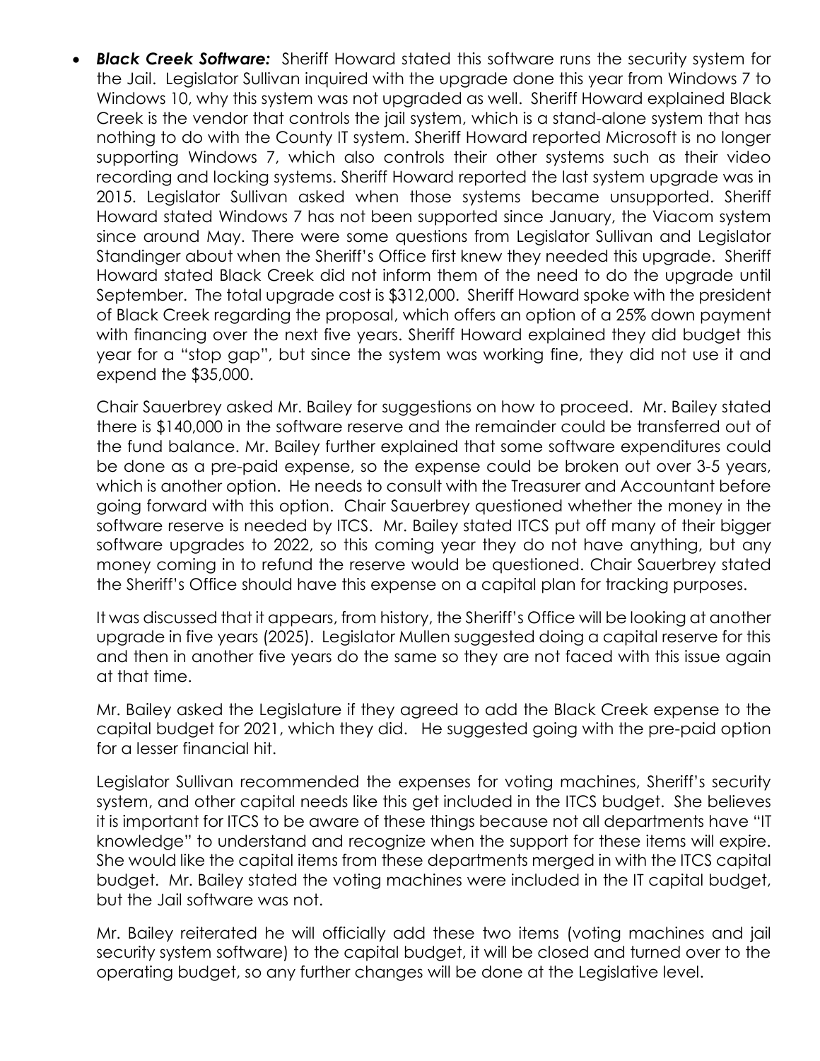- ***Black Creek Software:*** Sheriff Howard stated this software runs the security system for the Jail. Legislator Sullivan inquired with the upgrade done this year from Windows 7 to Windows 10, why this system was not upgraded as well. Sheriff Howard explained Black Creek is the vendor that controls the jail system, which is a stand-alone system that has nothing to do with the County IT system. Sheriff Howard reported Microsoft is no longer supporting Windows 7, which also controls their other systems such as their video recording and locking systems. Sheriff Howard reported the last system upgrade was in 2015. Legislator Sullivan asked when those systems became unsupported. Sheriff Howard stated Windows 7 has not been supported since January, the Viacom system since around May. There were some questions from Legislator Sullivan and Legislator Standinger about when the Sheriff's Office first knew they needed this upgrade. Sheriff Howard stated Black Creek did not inform them of the need to do the upgrade until September. The total upgrade cost is $312,000. Sheriff Howard spoke with the president of Black Creek regarding the proposal, which offers an option of a 25% down payment with financing over the next five years. Sheriff Howard explained they did budget this year for a "stop gap", but since the system was working fine, they did not use it and expend the $35,000.

  Chair Sauerbrey asked Mr. Bailey for suggestions on how to proceed. Mr. Bailey stated there is $140,000 in the software reserve and the remainder could be transferred out of the fund balance. Mr. Bailey further explained that some software expenditures could be done as a pre-paid expense, so the expense could be broken out over 3-5 years, which is another option. He needs to consult with the Treasurer and Accountant before going forward with this option. Chair Sauerbrey questioned whether the money in the software reserve is needed by ITCS. Mr. Bailey stated ITCS put off many of their bigger software upgrades to 2022, so this coming year they do not have anything, but any money coming in to refund the reserve would be questioned. Chair Sauerbrey stated the Sheriff's Office should have this expense on a capital plan for tracking purposes.

  It was discussed that it appears, from history, the Sheriff's Office will be looking at another upgrade in five years (2025). Legislator Mullen suggested doing a capital reserve for this and then in another five years do the same so they are not faced with this issue again at that time.

  Mr. Bailey asked the Legislature if they agreed to add the Black Creek expense to the capital budget for 2021, which they did. He suggested going with the pre-paid option for a lesser financial hit.

  Legislator Sullivan recommended the expenses for voting machines, Sheriff's security system, and other capital needs like this get included in the ITCS budget. She believes it is important for ITCS to be aware of these things because not all departments have "IT knowledge" to understand and recognize when the support for these items will expire. She would like the capital items from these departments merged in with the ITCS capital budget. Mr. Bailey stated the voting machines were included in the IT capital budget, but the Jail software was not.

  Mr. Bailey reiterated he will officially add these two items (voting machines and jail security system software) to the capital budget, it will be closed and turned over to the operating budget, so any further changes will be done at the Legislative level.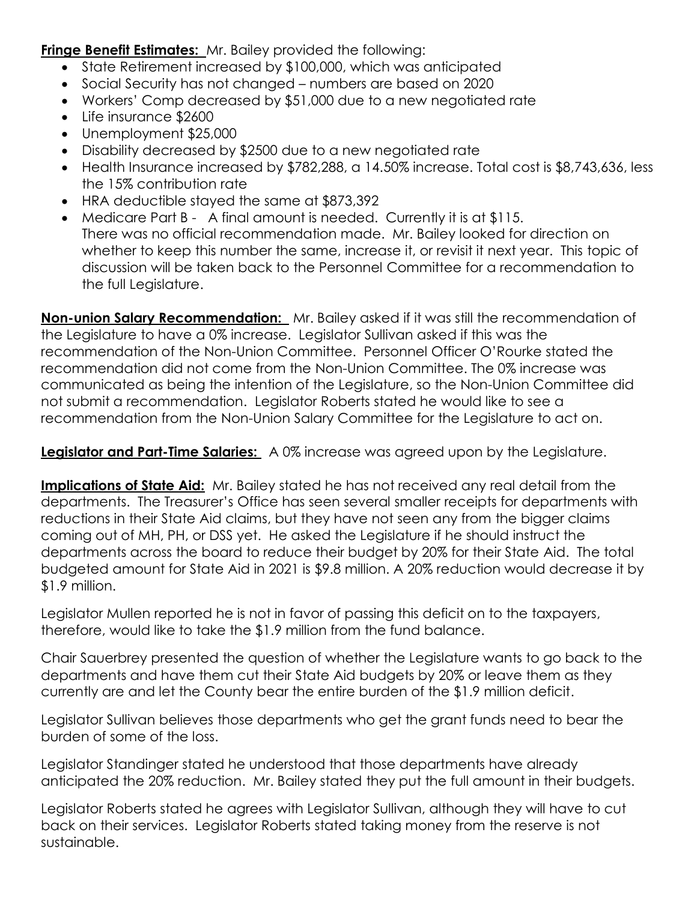**Fringe Benefit Estimates:** Mr. Bailey provided the following:

- State Retirement increased by $100,000, which was anticipated
- Social Security has not changed – numbers are based on 2020
- Workers' Comp decreased by $51,000 due to a new negotiated rate
- Life insurance $2600
- Unemployment $25,000
- Disability decreased by $2500 due to a new negotiated rate
- Health Insurance increased by $782,288, a 14.50% increase. Total cost is $8,743,636, less the 15% contribution rate
- HRA deductible stayed the same at $873,392
- Medicare Part B - A final amount is needed. Currently it is at $115.
  There was no official recommendation made. Mr. Bailey looked for direction on whether to keep this number the same, increase it, or revisit it next year. This topic of discussion will be taken back to the Personnel Committee for a recommendation to the full Legislature.

**Non-union Salary Recommendation:** Mr. Bailey asked if it was still the recommendation of the Legislature to have a 0% increase. Legislator Sullivan asked if this was the recommendation of the Non-Union Committee. Personnel Officer O'Rourke stated the recommendation did not come from the Non-Union Committee. The 0% increase was communicated as being the intention of the Legislature, so the Non-Union Committee did not submit a recommendation. Legislator Roberts stated he would like to see a recommendation from the Non-Union Salary Committee for the Legislature to act on.

**Legislator and Part-Time Salaries:** A 0% increase was agreed upon by the Legislature.

**Implications of State Aid:** Mr. Bailey stated he has not received any real detail from the departments. The Treasurer's Office has seen several smaller receipts for departments with reductions in their State Aid claims, but they have not seen any from the bigger claims coming out of MH, PH, or DSS yet. He asked the Legislature if he should instruct the departments across the board to reduce their budget by 20% for their State Aid. The total budgeted amount for State Aid in 2021 is $9.8 million. A 20% reduction would decrease it by $1.9 million.

Legislator Mullen reported he is not in favor of passing this deficit on to the taxpayers, therefore, would like to take the $1.9 million from the fund balance.

Chair Sauerbrey presented the question of whether the Legislature wants to go back to the departments and have them cut their State Aid budgets by 20% or leave them as they currently are and let the County bear the entire burden of the $1.9 million deficit.

Legislator Sullivan believes those departments who get the grant funds need to bear the burden of some of the loss.

Legislator Standinger stated he understood that those departments have already anticipated the 20% reduction. Mr. Bailey stated they put the full amount in their budgets.

Legislator Roberts stated he agrees with Legislator Sullivan, although they will have to cut back on their services. Legislator Roberts stated taking money from the reserve is not sustainable.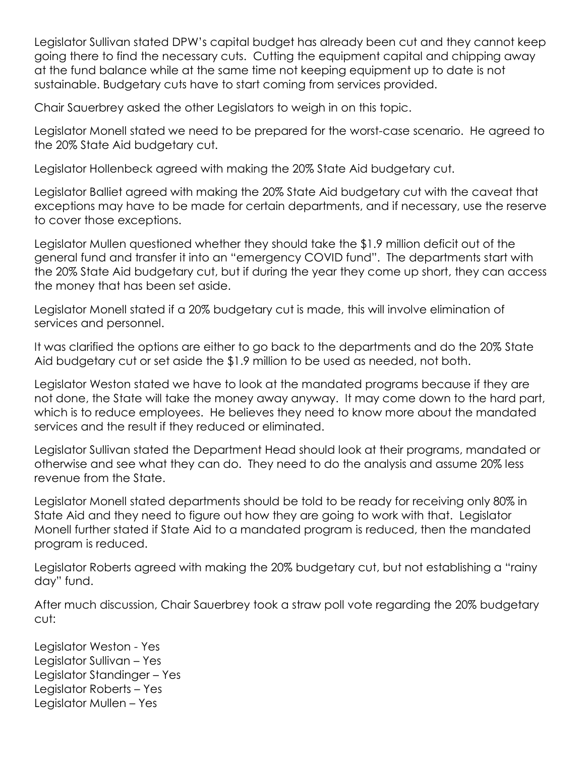Legislator Sullivan stated DPW's capital budget has already been cut and they cannot keep going there to find the necessary cuts. Cutting the equipment capital and chipping away at the fund balance while at the same time not keeping equipment up to date is not sustainable. Budgetary cuts have to start coming from services provided.

Chair Sauerbrey asked the other Legislators to weigh in on this topic.

Legislator Monell stated we need to be prepared for the worst-case scenario. He agreed to the 20% State Aid budgetary cut.

Legislator Hollenbeck agreed with making the 20% State Aid budgetary cut.

Legislator Balliet agreed with making the 20% State Aid budgetary cut with the caveat that exceptions may have to be made for certain departments, and if necessary, use the reserve to cover those exceptions.

Legislator Mullen questioned whether they should take the $1.9 million deficit out of the general fund and transfer it into an "emergency COVID fund". The departments start with the 20% State Aid budgetary cut, but if during the year they come up short, they can access the money that has been set aside.

Legislator Monell stated if a 20% budgetary cut is made, this will involve elimination of services and personnel.

It was clarified the options are either to go back to the departments and do the 20% State Aid budgetary cut or set aside the $1.9 million to be used as needed, not both.

Legislator Weston stated we have to look at the mandated programs because if they are not done, the State will take the money away anyway. It may come down to the hard part, which is to reduce employees. He believes they need to know more about the mandated services and the result if they reduced or eliminated.

Legislator Sullivan stated the Department Head should look at their programs, mandated or otherwise and see what they can do. They need to do the analysis and assume 20% less revenue from the State.

Legislator Monell stated departments should be told to be ready for receiving only 80% in State Aid and they need to figure out how they are going to work with that. Legislator Monell further stated if State Aid to a mandated program is reduced, then the mandated program is reduced.

Legislator Roberts agreed with making the 20% budgetary cut, but not establishing a "rainy day" fund.

After much discussion, Chair Sauerbrey took a straw poll vote regarding the 20% budgetary cut:

Legislator Weston - Yes
Legislator Sullivan – Yes
Legislator Standinger – Yes
Legislator Roberts – Yes
Legislator Mullen – Yes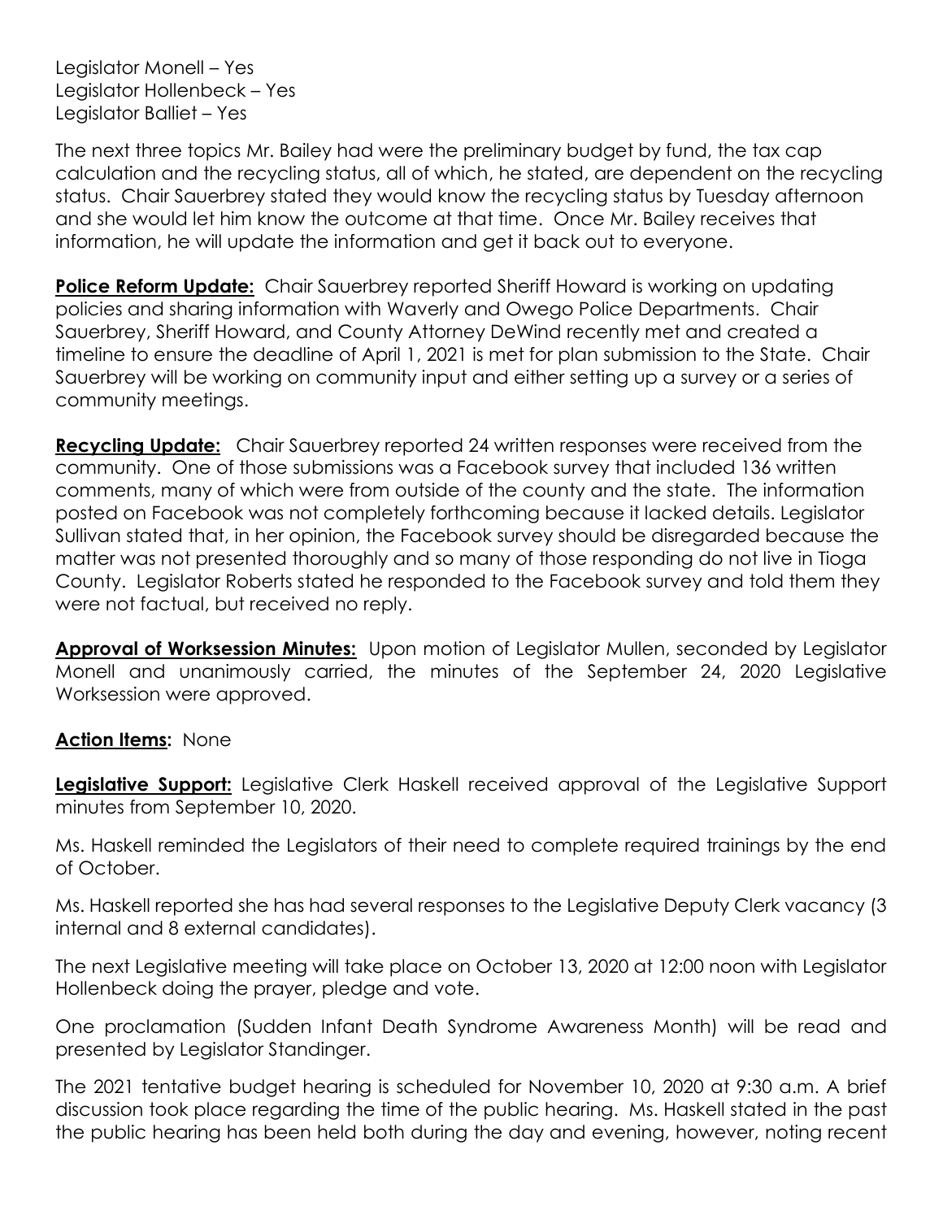Legislator Monell – Yes
Legislator Hollenbeck – Yes
Legislator Balliet – Yes

The next three topics Mr. Bailey had were the preliminary budget by fund, the tax cap calculation and the recycling status, all of which, he stated, are dependent on the recycling status. Chair Sauerbrey stated they would know the recycling status by Tuesday afternoon and she would let him know the outcome at that time. Once Mr. Bailey receives that information, he will update the information and get it back out to everyone.

**Police Reform Update:** Chair Sauerbrey reported Sheriff Howard is working on updating policies and sharing information with Waverly and Owego Police Departments. Chair Sauerbrey, Sheriff Howard, and County Attorney DeWind recently met and created a timeline to ensure the deadline of April 1, 2021 is met for plan submission to the State. Chair Sauerbrey will be working on community input and either setting up a survey or a series of community meetings.

**Recycling Update:** Chair Sauerbrey reported 24 written responses were received from the community. One of those submissions was a Facebook survey that included 136 written comments, many of which were from outside of the county and the state. The information posted on Facebook was not completely forthcoming because it lacked details. Legislator Sullivan stated that, in her opinion, the Facebook survey should be disregarded because the matter was not presented thoroughly and so many of those responding do not live in Tioga County. Legislator Roberts stated he responded to the Facebook survey and told them they were not factual, but received no reply.

**Approval of Worksession Minutes:** Upon motion of Legislator Mullen, seconded by Legislator Monell and unanimously carried, the minutes of the September 24, 2020 Legislative Worksession were approved.

**Action Items:** None

**Legislative Support:** Legislative Clerk Haskell received approval of the Legislative Support minutes from September 10, 2020.

Ms. Haskell reminded the Legislators of their need to complete required trainings by the end of October.

Ms. Haskell reported she has had several responses to the Legislative Deputy Clerk vacancy (3 internal and 8 external candidates).

The next Legislative meeting will take place on October 13, 2020 at 12:00 noon with Legislator Hollenbeck doing the prayer, pledge and vote.

One proclamation (Sudden Infant Death Syndrome Awareness Month) will be read and presented by Legislator Standinger.

The 2021 tentative budget hearing is scheduled for November 10, 2020 at 9:30 a.m. A brief discussion took place regarding the time of the public hearing. Ms. Haskell stated in the past the public hearing has been held both during the day and evening, however, noting recent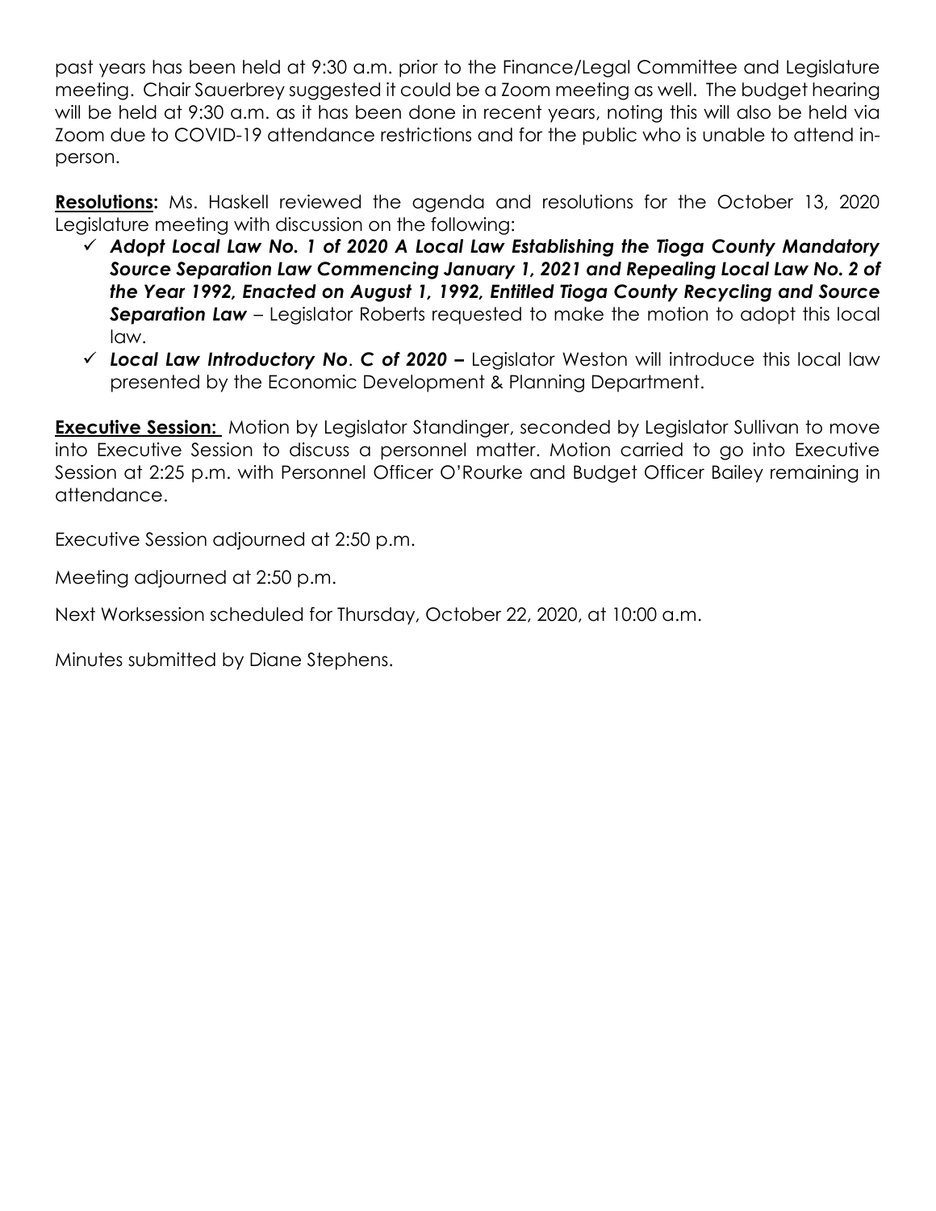past years has been held at 9:30 a.m. prior to the Finance/Legal Committee and Legislature meeting. Chair Sauerbrey suggested it could be a Zoom meeting as well. The budget hearing will be held at 9:30 a.m. as it has been done in recent years, noting this will also be held via Zoom due to COVID-19 attendance restrictions and for the public who is unable to attend in-person.

**Resolutions:** Ms. Haskell reviewed the agenda and resolutions for the October 13, 2020 Legislature meeting with discussion on the following:

- ✓ ***Adopt Local Law No. 1 of 2020 A Local Law Establishing the Tioga County Mandatory Source Separation Law Commencing January 1, 2021 and Repealing Local Law No. 2 of the Year 1992, Enacted on August 1, 1992, Entitled Tioga County Recycling and Source Separation Law*** – Legislator Roberts requested to make the motion to adopt this local law.
- ✓ ***Local Law Introductory No. C of 2020 –*** Legislator Weston will introduce this local law presented by the Economic Development & Planning Department.

**Executive Session:** Motion by Legislator Standinger, seconded by Legislator Sullivan to move into Executive Session to discuss a personnel matter. Motion carried to go into Executive Session at 2:25 p.m. with Personnel Officer O'Rourke and Budget Officer Bailey remaining in attendance.

Executive Session adjourned at 2:50 p.m.

Meeting adjourned at 2:50 p.m.

Next Worksession scheduled for Thursday, October 22, 2020, at 10:00 a.m.

Minutes submitted by Diane Stephens.